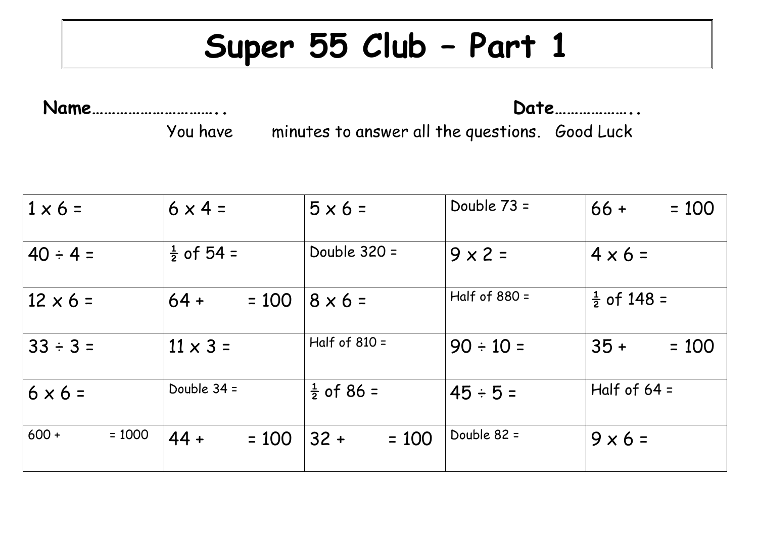# Super 55 Club – Part 1

**Name…………………………..** **Date………………..**

You have minutes to answer all the questions. Good Luck

| | | | | |
|---|---|---|---|---|
| 1 x 6 = | 6 x 4 = | 5 x 6 = | Double 73 = | 66 + = 100 |
| 40 ÷ 4 = | ½ of 54 = | Double 320 = | 9 x 2 = | 4 x 6 = |
| 12 x 6 = | 64 + = 100 | 8 x 6 = | Half of 880 = | ½ of 148 = |
| 33 ÷ 3 = | 11 x 3 = | Half of 810 = | 90 ÷ 10 = | 35 + = 100 |
| 6 x 6 = | Double 34 = | ½ of 86 = | 45 ÷ 5 = | Half of 64 = |
| 600 + = 1000 | 44 + = 100 | 32 + = 100 | Double 82 = | 9 x 6 = |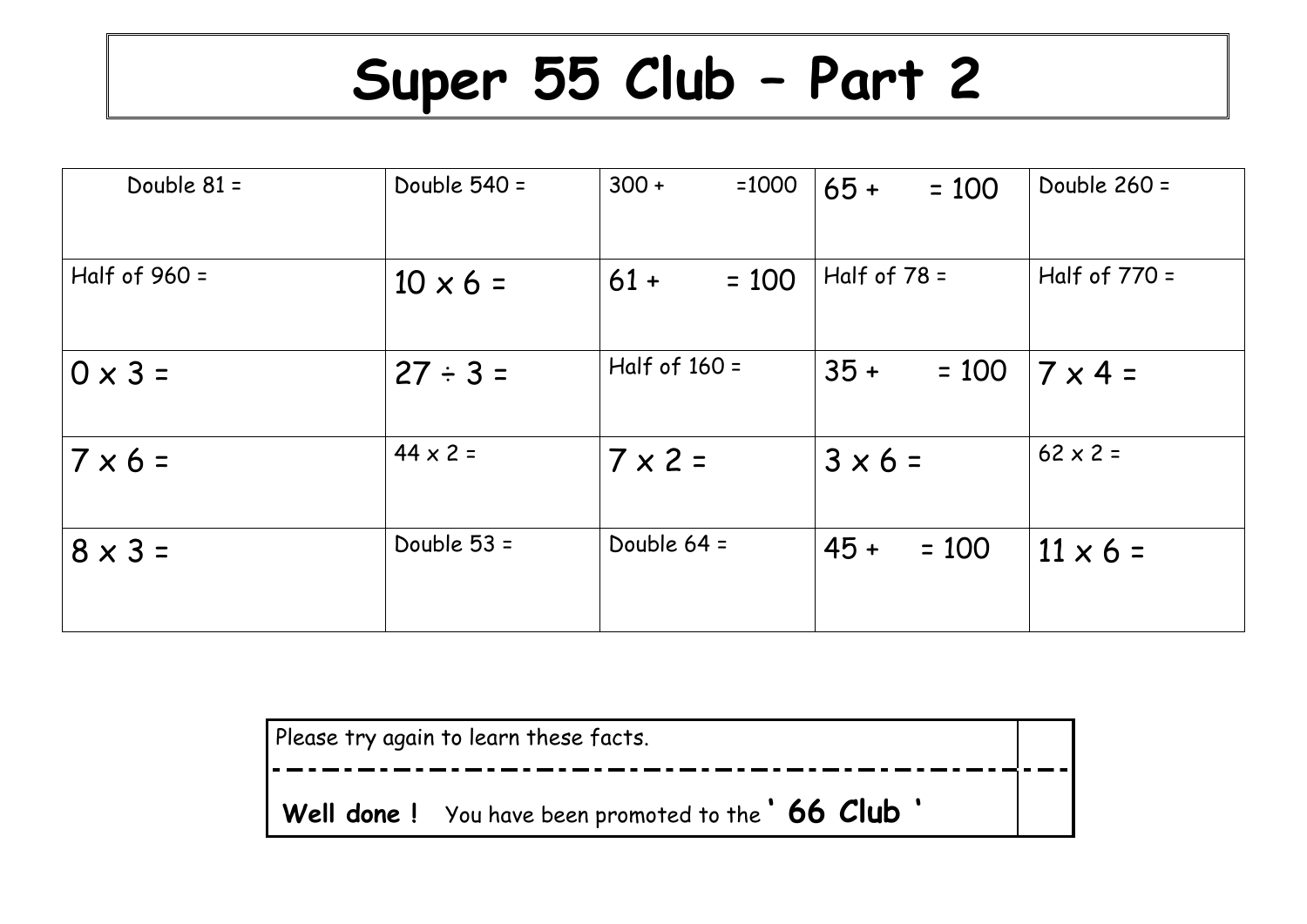# Super 55 Club – Part 2

| | | | | |
|---|---|---|---|---|
| Double 81 = | Double 540 = | 300 + =1000 | 65 + = 100 | Double 260 = |
| Half of 960 = | 10 x 6 = | 61 + = 100 | Half of 78 = | Half of 770 = |
| 0 x 3 = | 27 ÷ 3 = | Half of 160 = | 35 + = 100 | 7 x 4 = |
| 7 x 6 = | 44 x 2 = | 7 x 2 = | 3 x 6 = | 62 x 2 = |
| 8 x 3 = | Double 53 = | Double 64 = | 45 + = 100 | 11 x 6 = |

| | |
|---|---|
| Please try again to learn these facts. | |
| **Well done !** You have been promoted to the **' 66 Club '** | |